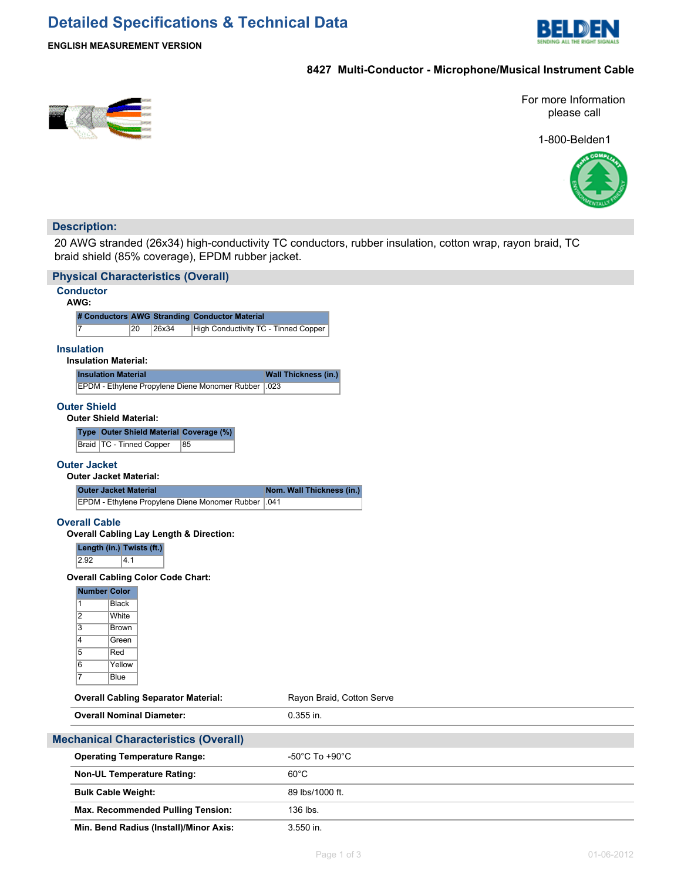# Detailed Specifications & Technical Data

**ENGLISH MEASUREMENT VERSION**

## 8427 Multi-Conductor - Microphone/Musical Instrument Cable

For more Information please call

1-800-Belden1

## Description:

20 AWG stranded (26x34) high-conductivity TC conductors, rubber insulation, cotton wrap, rayon braid, TC braid shield (85% coverage), EPDM rubber jacket.

## Physical Characteristics (Overall)

### Conductor

**AWG:**

| # Conductors | AWG | Stranding | Conductor Material |
|---|---|---|---|
| 7 | 20 | 26x34 | High Conductivity TC - Tinned Copper |

### Insulation

**Insulation Material:**

| Insulation Material | Wall Thickness (in.) |
|---|---|
| EPDM - Ethylene Propylene Diene Monomer Rubber | .023 |

### Outer Shield

**Outer Shield Material:**

| Type | Outer Shield Material | Coverage (%) |
|---|---|---|
| Braid | TC - Tinned Copper | 85 |

### Outer Jacket

**Outer Jacket Material:**

| Outer Jacket Material | Nom. Wall Thickness (in.) |
|---|---|
| EPDM - Ethylene Propylene Diene Monomer Rubber | .041 |

### Overall Cable

**Overall Cabling Lay Length & Direction:**

| Length (in.) | Twists (ft.) |
|---|---|
| 2.92 | 4.1 |

**Overall Cabling Color Code Chart:**

| Number | Color |
|---|---|
| 1 | Black |
| 2 | White |
| 3 | Brown |
| 4 | Green |
| 5 | Red |
| 6 | Yellow |
| 7 | Blue |

| | |
|---|---|
| **Overall Cabling Separator Material:** | Rayon Braid, Cotton Serve |
| **Overall Nominal Diameter:** | 0.355 in. |

## Mechanical Characteristics (Overall)

| | |
|---|---|
| **Operating Temperature Range:** | -50°C To +90°C |
| **Non-UL Temperature Rating:** | 60°C |
| **Bulk Cable Weight:** | 89 lbs/1000 ft. |
| **Max. Recommended Pulling Tension:** | 136 lbs. |
| **Min. Bend Radius (Install)/Minor Axis:** | 3.550 in. |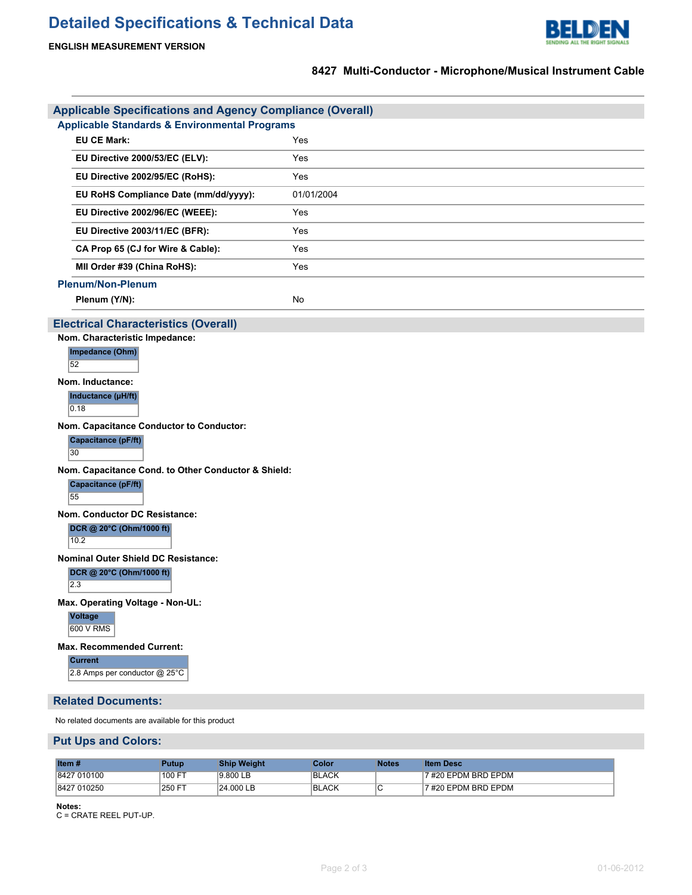# Detailed Specifications & Technical Data

**ENGLISH MEASUREMENT VERSION**

**8427 Multi-Conductor - Microphone/Musical Instrument Cable**

## Applicable Specifications and Agency Compliance (Overall)

### Applicable Standards & Environmental Programs

| | |
|---|---|
| **EU CE Mark:** | Yes |
| **EU Directive 2000/53/EC (ELV):** | Yes |
| **EU Directive 2002/95/EC (RoHS):** | Yes |
| **EU RoHS Compliance Date (mm/dd/yyyy):** | 01/01/2004 |
| **EU Directive 2002/96/EC (WEEE):** | Yes |
| **EU Directive 2003/11/EC (BFR):** | Yes |
| **CA Prop 65 (CJ for Wire & Cable):** | Yes |
| **MII Order #39 (China RoHS):** | Yes |

### Plenum/Non-Plenum

| | |
|---|---|
| **Plenum (Y/N):** | No |

## Electrical Characteristics (Overall)

**Nom. Characteristic Impedance:**

| Impedance (Ohm) |
|---|
| 52 |

**Nom. Inductance:**

| Inductance (µH/ft) |
|---|
| 0.18 |

**Nom. Capacitance Conductor to Conductor:**

| Capacitance (pF/ft) |
|---|
| 30 |

**Nom. Capacitance Cond. to Other Conductor & Shield:**

| Capacitance (pF/ft) |
|---|
| 55 |

**Nom. Conductor DC Resistance:**

| DCR @ 20°C (Ohm/1000 ft) |
|---|
| 10.2 |

**Nominal Outer Shield DC Resistance:**

| DCR @ 20°C (Ohm/1000 ft) |
|---|
| 2.3 |

**Max. Operating Voltage - Non-UL:**

| Voltage |
|---|
| 600 V RMS |

**Max. Recommended Current:**

| Current |
|---|
| 2.8 Amps per conductor @ 25°C |

## Related Documents:

No related documents are available for this product

## Put Ups and Colors:

| Item # | Putup | Ship Weight | Color | Notes | Item Desc |
|---|---|---|---|---|---|
| 8427 010100 | 100 FT | 9.800 LB | BLACK | | 7 #20 EPDM BRD EPDM |
| 8427 010250 | 250 FT | 24.000 LB | BLACK | C | 7 #20 EPDM BRD EPDM |

**Notes:**
C = CRATE REEL PUT-UP.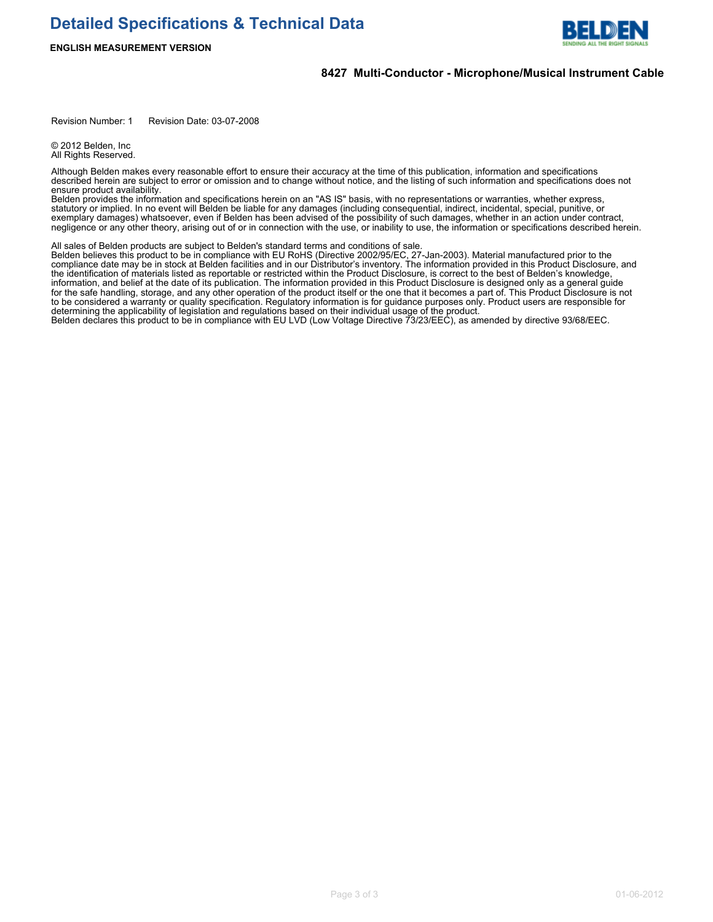# Detailed Specifications & Technical Data

**ENGLISH MEASUREMENT VERSION**

**8427 Multi-Conductor - Microphone/Musical Instrument Cable**

Revision Number: 1    Revision Date: 03-07-2008

© 2012 Belden, Inc
All Rights Reserved.

Although Belden makes every reasonable effort to ensure their accuracy at the time of this publication, information and specifications described herein are subject to error or omission and to change without notice, and the listing of such information and specifications does not ensure product availability.
Belden provides the information and specifications herein on an "AS IS" basis, with no representations or warranties, whether express, statutory or implied. In no event will Belden be liable for any damages (including consequential, indirect, incidental, special, punitive, or exemplary damages) whatsoever, even if Belden has been advised of the possibility of such damages, whether in an action under contract, negligence or any other theory, arising out of or in connection with the use, or inability to use, the information or specifications described herein.

All sales of Belden products are subject to Belden's standard terms and conditions of sale.
Belden believes this product to be in compliance with EU RoHS (Directive 2002/95/EC, 27-Jan-2003). Material manufactured prior to the compliance date may be in stock at Belden facilities and in our Distributor's inventory. The information provided in this Product Disclosure, and the identification of materials listed as reportable or restricted within the Product Disclosure, is correct to the best of Belden's knowledge, information, and belief at the date of its publication. The information provided in this Product Disclosure is designed only as a general guide for the safe handling, storage, and any other operation of the product itself or the one that it becomes a part of. This Product Disclosure is not to be considered a warranty or quality specification. Regulatory information is for guidance purposes only. Product users are responsible for determining the applicability of legislation and regulations based on their individual usage of the product.
Belden declares this product to be in compliance with EU LVD (Low Voltage Directive 73/23/EEC), as amended by directive 93/68/EEC.